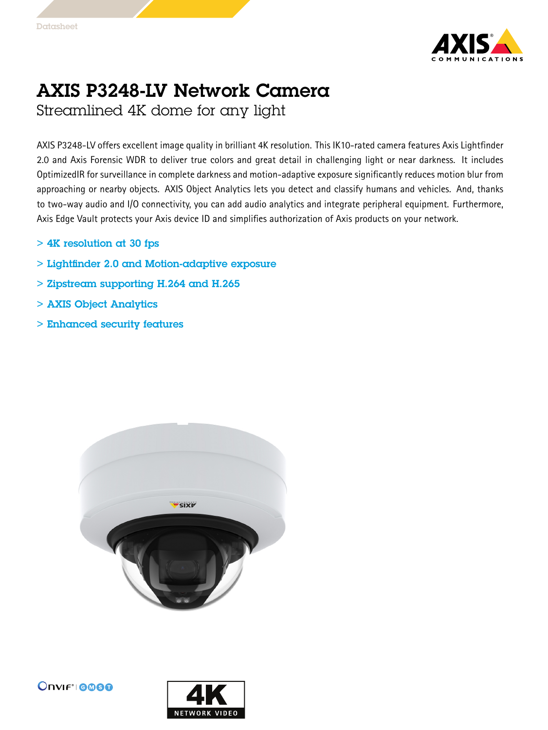Datasheet

# AXIS P3248-LV Network Camera

## Streamlined 4K dome for any light

AXIS P3248-LV offers excellent image quality in brilliant 4K resolution. This IK10-rated camera features Axis Lightfinder 2.0 and Axis Forensic WDR to deliver true colors and great detail in challenging light or near darkness. It includes OptimizedIR for surveillance in complete darkness and motion-adaptive exposure significantly reduces motion blur from approaching or nearby objects. AXIS Object Analytics lets you detect and classify humans and vehicles. And, thanks to two-way audio and I/O connectivity, you can add audio analytics and integrate peripheral equipment. Furthermore, Axis Edge Vault protects your Axis device ID and simplifies authorization of Axis products on your network.

- > 4K resolution at 30 fps
- > Lightfinder 2.0 and Motion-adaptive exposure
- > Zipstream supporting H.264 and H.265
- > AXIS Object Analytics
- > Enhanced security features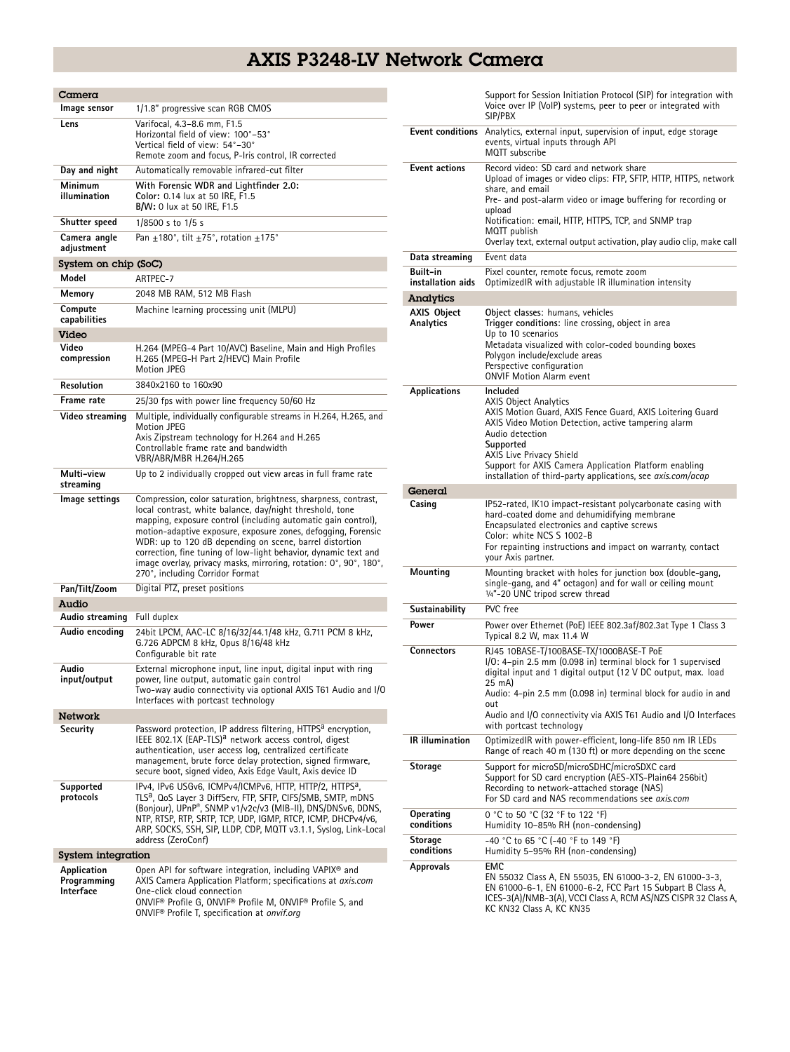# AXIS P3248-LV Network Camera

## Camera

| | |
|---|---|
| **Image sensor** | 1/1.8" progressive scan RGB CMOS |
| **Lens** | Varifocal, 4.3–8.6 mm, F1.5<br>Horizontal field of view: 100°–53°<br>Vertical field of view: 54°–30°<br>Remote zoom and focus, P-Iris control, IR corrected |
| **Day and night** | Automatically removable infrared-cut filter |
| **Minimum illumination** | **With Forensic WDR and Lightfinder 2.0:**<br>**Color:** 0.14 lux at 50 IRE, F1.5<br>**B/W:** 0 lux at 50 IRE, F1.5 |
| **Shutter speed** | 1/8500 s to 1/5 s |
| **Camera angle adjustment** | Pan ±180°, tilt ±75°, rotation ±175° |

## System on chip (SoC)

| | |
|---|---|
| **Model** | ARTPEC-7 |
| **Memory** | 2048 MB RAM, 512 MB Flash |
| **Compute capabilities** | Machine learning processing unit (MLPU) |

## Video

| | |
|---|---|
| **Video compression** | H.264 (MPEG-4 Part 10/AVC) Baseline, Main and High Profiles<br>H.265 (MPEG-H Part 2/HEVC) Main Profile<br>Motion JPEG |
| **Resolution** | 3840x2160 to 160x90 |
| **Frame rate** | 25/30 fps with power line frequency 50/60 Hz |
| **Video streaming** | Multiple, individually configurable streams in H.264, H.265, and Motion JPEG<br>Axis Zipstream technology for H.264 and H.265<br>Controllable frame rate and bandwidth<br>VBR/ABR/MBR H.264/H.265 |
| **Multi-view streaming** | Up to 2 individually cropped out view areas in full frame rate |
| **Image settings** | Compression, color saturation, brightness, sharpness, contrast, local contrast, white balance, day/night threshold, tone mapping, exposure control (including automatic gain control), motion-adaptive exposure, exposure zones, defogging, Forensic WDR: up to 120 dB depending on scene, barrel distortion correction, fine tuning of low-light behavior, dynamic text and image overlay, privacy masks, mirroring, rotation: 0°, 90°, 180°, 270°, including Corridor Format |
| **Pan/Tilt/Zoom** | Digital PTZ, preset positions |

## Audio

| | |
|---|---|
| **Audio streaming** | Full duplex |
| **Audio encoding** | 24bit LPCM, AAC-LC 8/16/32/44.1/48 kHz, G.711 PCM 8 kHz, G.726 ADPCM 8 kHz, Opus 8/16/48 kHz<br>Configurable bit rate |
| **Audio input/output** | External microphone input, line input, digital input with ring power, line output, automatic gain control<br>Two-way audio connectivity via optional AXIS T61 Audio and I/O Interfaces with portcast technology |

## Network

| | |
|---|---|
| **Security** | Password protection, IP address filtering, HTTPS[a] encryption, IEEE 802.1X (EAP-TLS)[a] network access control, digest authentication, user access log, centralized certificate management, brute force delay protection, signed firmware, secure boot, signed video, Axis Edge Vault, Axis device ID |
| **Supported protocols** | IPv4, IPv6 USGv6, ICMPv4/ICMPv6, HTTP, HTTP/2, HTTPS[a], TLS[a], QoS Layer 3 DiffServ, FTP, SFTP, CIFS/SMB, SMTP, mDNS (Bonjour), UPnP®, SNMP v1/v2c/v3 (MIB-II), DNS/DNSv6, DDNS, NTP, RTSP, RTP, SRTP, TCP, UDP, IGMP, RTCP, ICMP, DHCPv4/v6, ARP, SOCKS, SSH, SIP, LLDP, CDP, MQTT v3.1.1, Syslog, Link-Local address (ZeroConf) |

## System integration

| | |
|---|---|
| **Application Programming Interface** | Open API for software integration, including VAPIX® and AXIS Camera Application Platform; specifications at *axis.com*<br>One-click cloud connection<br>ONVIF® Profile G, ONVIF® Profile M, ONVIF® Profile S, and ONVIF® Profile T, specification at *onvif.org*<br>Support for Session Initiation Protocol (SIP) for integration with Voice over IP (VoIP) systems, peer to peer or integrated with SIP/PBX |
| **Event conditions** | Analytics, external input, supervision of input, edge storage events, virtual inputs through API<br>MQTT subscribe |
| **Event actions** | Record video: SD card and network share<br>Upload of images or video clips: FTP, SFTP, HTTP, HTTPS, network share, and email<br>Pre- and post-alarm video or image buffering for recording or upload<br>Notification: email, HTTP, HTTPS, TCP, and SNMP trap<br>MQTT publish<br>Overlay text, external output activation, play audio clip, make call |
| **Data streaming** | Event data |
| **Built-in installation aids** | Pixel counter, remote focus, remote zoom<br>OptimizedIR with adjustable IR illumination intensity |

## Analytics

| | |
|---|---|
| **AXIS Object Analytics** | **Object classes**: humans, vehicles<br>**Trigger conditions**: line crossing, object in area<br>Up to 10 scenarios<br>Metadata visualized with color-coded bounding boxes<br>Polygon include/exclude areas<br>Perspective configuration<br>ONVIF Motion Alarm event |
| **Applications** | **Included**<br>AXIS Object Analytics<br>AXIS Motion Guard, AXIS Fence Guard, AXIS Loitering Guard<br>AXIS Video Motion Detection, active tampering alarm<br>Audio detection<br>**Supported**<br>AXIS Live Privacy Shield<br>Support for AXIS Camera Application Platform enabling installation of third-party applications, see *axis.com/acap* |

## General

| | |
|---|---|
| **Casing** | IP52-rated, IK10 impact-resistant polycarbonate casing with hard-coated dome and dehumidifying membrane<br>Encapsulated electronics and captive screws<br>Color: white NCS S 1002-B<br>For repainting instructions and impact on warranty, contact your Axis partner. |
| **Mounting** | Mounting bracket with holes for junction box (double-gang, single-gang, and 4" octagon) and for wall or ceiling mount<br>¼"-20 UNC tripod screw thread |
| **Sustainability** | PVC free |
| **Power** | Power over Ethernet (PoE) IEEE 802.3af/802.3at Type 1 Class 3<br>Typical 8.2 W, max 11.4 W |
| **Connectors** | RJ45 10BASE-T/100BASE-TX/1000BASE-T PoE<br>I/O: 4-pin 2.5 mm (0.098 in) terminal block for 1 supervised digital input and 1 digital output (12 V DC output, max. load 25 mA)<br>Audio: 4-pin 2.5 mm (0.098 in) terminal block for audio in and out<br>Audio and I/O connectivity via AXIS T61 Audio and I/O Interfaces with portcast technology |
| **IR illumination** | OptimizedIR with power-efficient, long-life 850 nm IR LEDs<br>Range of reach 40 m (130 ft) or more depending on the scene |
| **Storage** | Support for microSD/microSDHC/microSDXC card<br>Support for SD card encryption (AES-XTS-Plain64 256bit)<br>Recording to network-attached storage (NAS)<br>For SD card and NAS recommendations see *axis.com* |
| **Operating conditions** | 0 °C to 50 °C (32 °F to 122 °F)<br>Humidity 10–85% RH (non-condensing) |
| **Storage conditions** | -40 °C to 65 °C (-40 °F to 149 °F)<br>Humidity 5–95% RH (non-condensing) |
| **Approvals** | **EMC**<br>EN 55032 Class A, EN 55035, EN 61000-3-2, EN 61000-3-3, EN 61000-6-1, EN 61000-6-2, FCC Part 15 Subpart B Class A, ICES-3(A)/NMB-3(A), VCCI Class A, RCM AS/NZS CISPR 32 Class A, KC KN32 Class A, KC KN35 |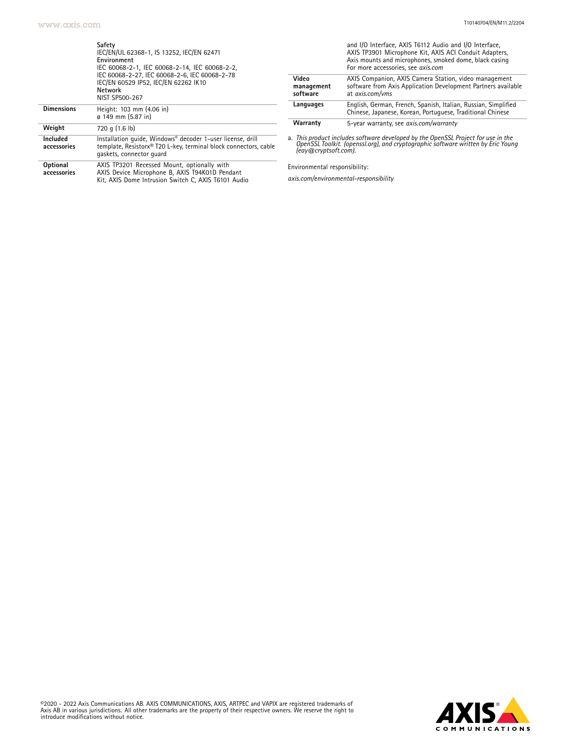| | |
|---|---|
| | **Safety**<br>IEC/EN/UL 62368-1, IS 13252, IEC/EN 62471<br>**Environment**<br>IEC 60068-2-1, IEC 60068-2-14, IEC 60068-2-2, IEC 60068-2-27, IEC 60068-2-6, IEC 60068-2-78<br>IEC/EN 60529 IP52, IEC/EN 62262 IK10<br>**Network**<br>NIST SP500-267 |
| **Dimensions** | Height: 103 mm (4.06 in)<br>ø 149 mm (5.87 in) |
| **Weight** | 720 g (1.6 lb) |
| **Included accessories** | Installation guide, Windows® decoder 1-user license, drill template, Resistorx® T20 L-key, terminal block connectors, cable gaskets, connector guard |
| **Optional accessories** | AXIS TP3201 Recessed Mount, optionally with AXIS Device Microphone B, AXIS T94K01D Pendant Kit, AXIS Dome Intrusion Switch C, AXIS T6101 Audio and I/O Interface, AXIS T6112 Audio and I/O Interface, AXIS TP3901 Microphone Kit, AXIS ACI Conduit Adapters, Axis mounts and microphones, smoked dome, black casing<br>For more accessories, see *axis.com* |
| **Video management software** | AXIS Companion, AXIS Camera Station, video management software from Axis Application Development Partners available at *axis.com/vms* |
| **Languages** | English, German, French, Spanish, Italian, Russian, Simplified Chinese, Japanese, Korean, Portuguese, Traditional Chinese |
| **Warranty** | 5-year warranty, see *axis.com/warranty* |

a. *This product includes software developed by the OpenSSL Project for use in the OpenSSL Toolkit. (openssl.org), and cryptographic software written by Eric Young (eay@cryptsoft.com).*

Environmental responsibility:

*axis.com/environmental-responsibility*

©2020 - 2022 Axis Communications AB. AXIS COMMUNICATIONS, AXIS, ARTPEC and VAPIX are registered trademarks of Axis AB in various jurisdictions. All other trademarks are the property of their respective owners. We reserve the right to introduce modifications without notice.